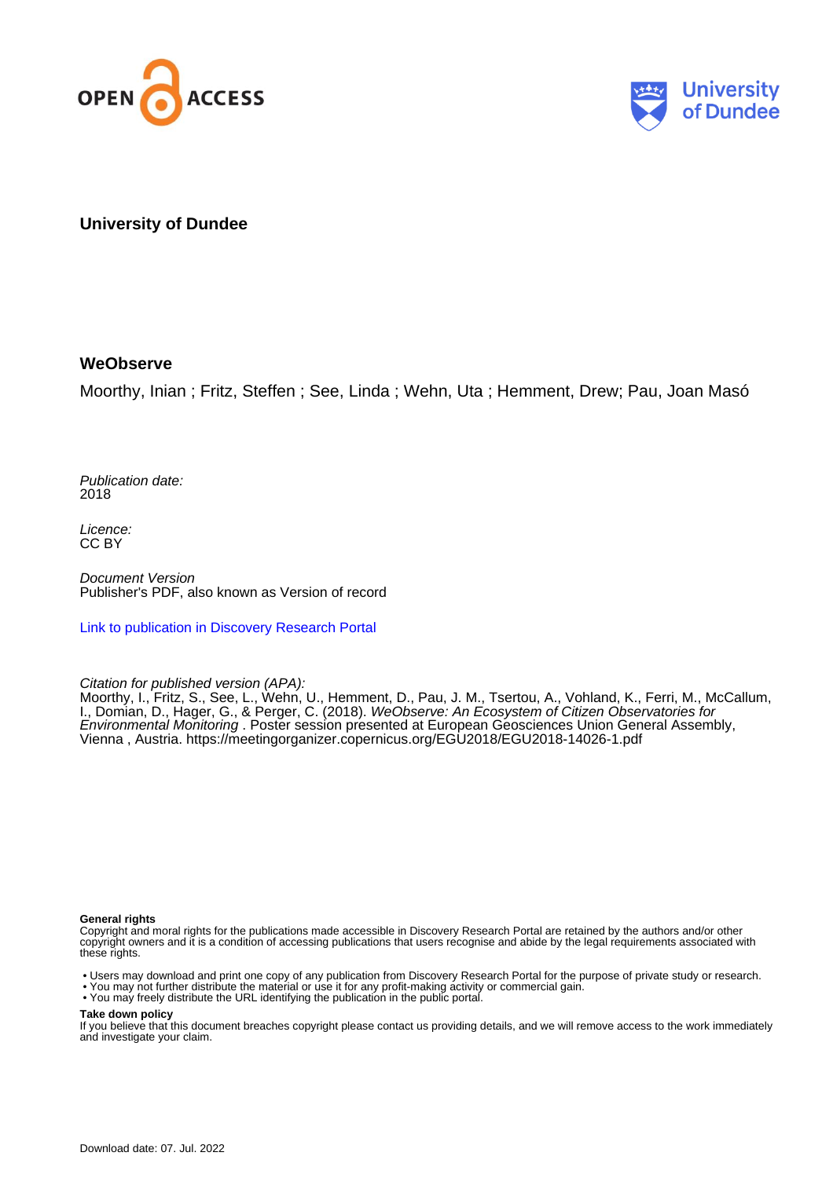University of Dundee

# WeObserve

Moorthy, Inian ; Fritz, Steffen ; See, Linda ; Wehn, Uta ; Hemment, Drew; Pau, Joan Masó

*Publication date:*
2018

*Licence:*
CC BY

*Document Version*
Publisher's PDF, also known as Version of record

Link to publication in Discovery Research Portal

*Citation for published version (APA):*
Moorthy, I., Fritz, S., See, L., Wehn, U., Hemment, D., Pau, J. M., Tsertou, A., Vohland, K., Ferri, M., McCallum, I., Domian, D., Hager, G., & Perger, C. (2018). *WeObserve: An Ecosystem of Citizen Observatories for Environmental Monitoring* . Poster session presented at European Geosciences Union General Assembly, Vienna , Austria. https://meetingorganizer.copernicus.org/EGU2018/EGU2018-14026-1.pdf

**General rights**
Copyright and moral rights for the publications made accessible in Discovery Research Portal are retained by the authors and/or other copyright owners and it is a condition of accessing publications that users recognise and abide by the legal requirements associated with these rights.

- Users may download and print one copy of any publication from Discovery Research Portal for the purpose of private study or research.
- You may not further distribute the material or use it for any profit-making activity or commercial gain.
- You may freely distribute the URL identifying the publication in the public portal.

**Take down policy**
If you believe that this document breaches copyright please contact us providing details, and we will remove access to the work immediately and investigate your claim.

Download date: 07. Jul. 2022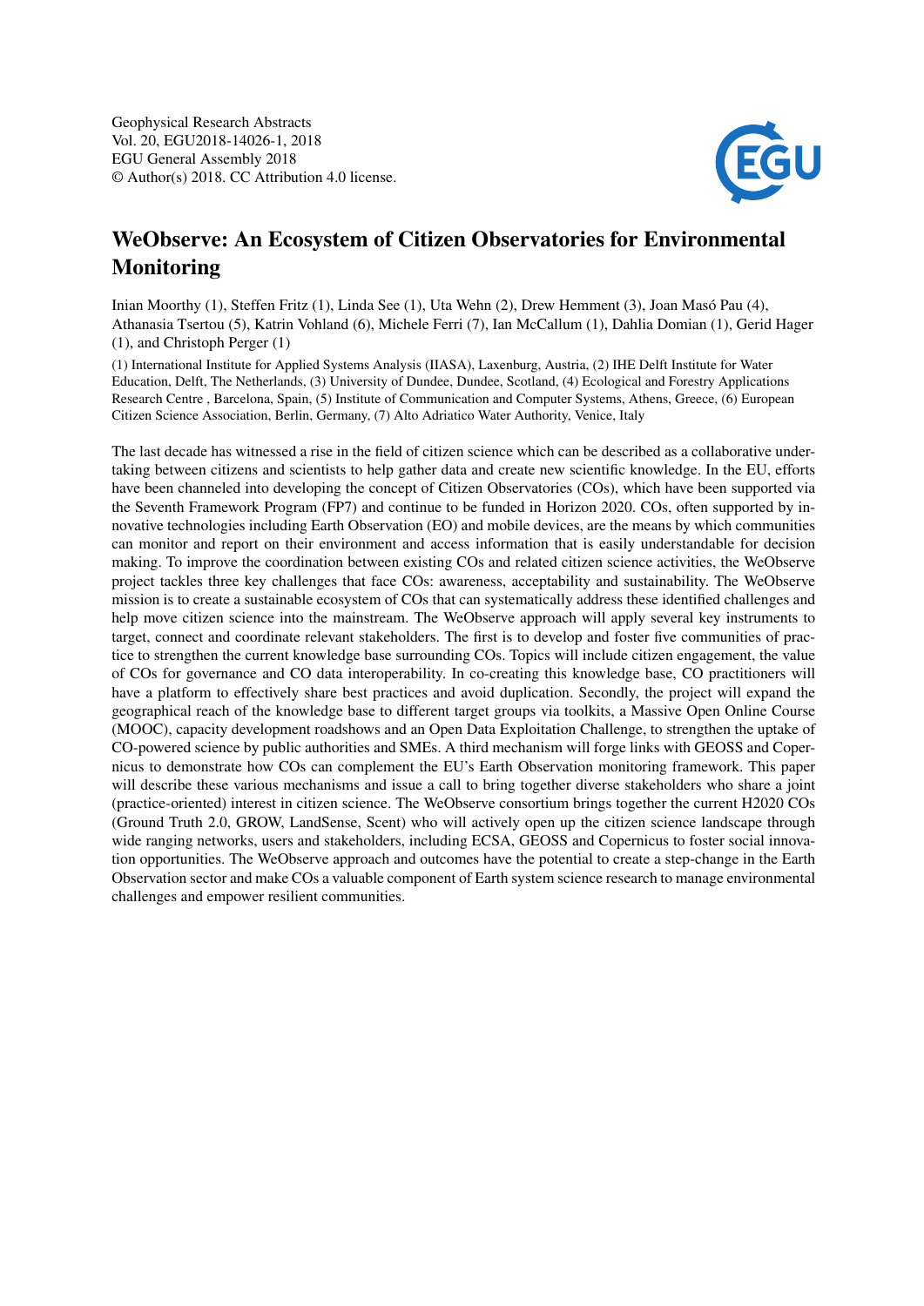Geophysical Research Abstracts
Vol. 20, EGU2018-14026-1, 2018
EGU General Assembly 2018
© Author(s) 2018. CC Attribution 4.0 license.

# WeObserve: An Ecosystem of Citizen Observatories for Environmental Monitoring

Inian Moorthy (1), Steffen Fritz (1), Linda See (1), Uta Wehn (2), Drew Hemment (3), Joan Masó Pau (4), Athanasia Tsertou (5), Katrin Vohland (6), Michele Ferri (7), Ian McCallum (1), Dahlia Domian (1), Gerid Hager (1), and Christoph Perger (1)

(1) International Institute for Applied Systems Analysis (IIASA), Laxenburg, Austria, (2) IHE Delft Institute for Water Education, Delft, The Netherlands, (3) University of Dundee, Dundee, Scotland, (4) Ecological and Forestry Applications Research Centre , Barcelona, Spain, (5) Institute of Communication and Computer Systems, Athens, Greece, (6) European Citizen Science Association, Berlin, Germany, (7) Alto Adriatico Water Authority, Venice, Italy

The last decade has witnessed a rise in the field of citizen science which can be described as a collaborative undertaking between citizens and scientists to help gather data and create new scientific knowledge. In the EU, efforts have been channeled into developing the concept of Citizen Observatories (COs), which have been supported via the Seventh Framework Program (FP7) and continue to be funded in Horizon 2020. COs, often supported by innovative technologies including Earth Observation (EO) and mobile devices, are the means by which communities can monitor and report on their environment and access information that is easily understandable for decision making. To improve the coordination between existing COs and related citizen science activities, the WeObserve project tackles three key challenges that face COs: awareness, acceptability and sustainability. The WeObserve mission is to create a sustainable ecosystem of COs that can systematically address these identified challenges and help move citizen science into the mainstream. The WeObserve approach will apply several key instruments to target, connect and coordinate relevant stakeholders. The first is to develop and foster five communities of practice to strengthen the current knowledge base surrounding COs. Topics will include citizen engagement, the value of COs for governance and CO data interoperability. In co-creating this knowledge base, CO practitioners will have a platform to effectively share best practices and avoid duplication. Secondly, the project will expand the geographical reach of the knowledge base to different target groups via toolkits, a Massive Open Online Course (MOOC), capacity development roadshows and an Open Data Exploitation Challenge, to strengthen the uptake of CO-powered science by public authorities and SMEs. A third mechanism will forge links with GEOSS and Copernicus to demonstrate how COs can complement the EU's Earth Observation monitoring framework. This paper will describe these various mechanisms and issue a call to bring together diverse stakeholders who share a joint (practice-oriented) interest in citizen science. The WeObserve consortium brings together the current H2020 COs (Ground Truth 2.0, GROW, LandSense, Scent) who will actively open up the citizen science landscape through wide ranging networks, users and stakeholders, including ECSA, GEOSS and Copernicus to foster social innovation opportunities. The WeObserve approach and outcomes have the potential to create a step-change in the Earth Observation sector and make COs a valuable component of Earth system science research to manage environmental challenges and empower resilient communities.